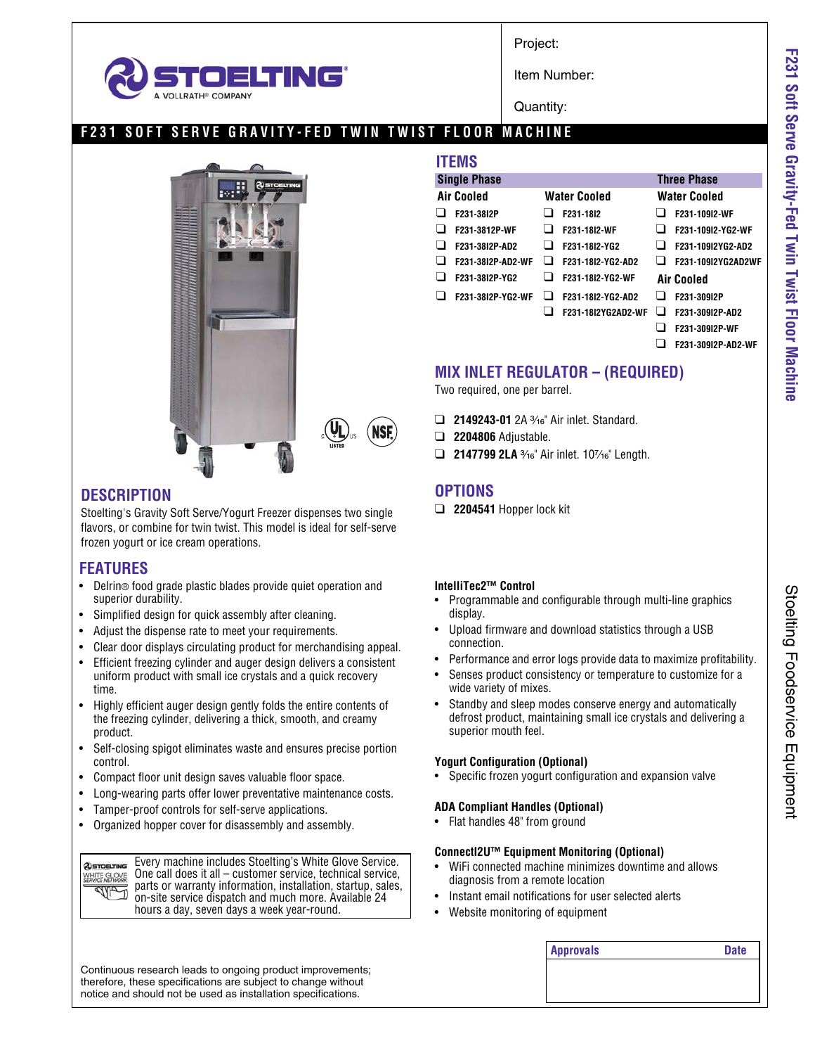# STOELTING

A VOLLRATH® COMPANY

Project:

Item Number:

Quantity:

## F231 SOFT SERVE GRAVITY-FED TWIN TWIST FLOOR MACHINE

## ITEMS

| Single Phase | | Three Phase |
|---|---|---|
| **Air Cooled** | **Water Cooled** | **Water Cooled** |
| ❑ F231-38I2P | ❑ F231-18I2 | ❑ F231-109I2-WF |
| ❑ F231-3812P-WF | ❑ F231-18I2-WF | ❑ F231-109I2-YG2-WF |
| ❑ F231-38I2P-AD2 | ❑ F231-18I2-YG2 | ❑ F231-109I2YG2-AD2 |
| ❑ F231-38I2P-AD2-WF | ❑ F231-18I2-YG2-AD2 | ❑ F231-109I2YG2AD2WF |
| ❑ F231-38I2P-YG2 | ❑ F231-18I2-YG2-WF | **Air Cooled** |
| ❑ F231-38I2P-YG2-WF | ❑ F231-18I2-YG2-AD2 | ❑ F231-309I2P |
| | ❑ F231-18I2YG2AD2-WF | ❑ F231-309I2P-AD2 |
| | | ❑ F231-309I2P-WF |
| | | ❑ F231-309I2P-AD2-WF |

## MIX INLET REGULATOR – (REQUIRED)

Two required, one per barrel.

- ❑ **2149243-01** 2A 3⁄16" Air inlet. Standard.
- ❑ **2204806** Adjustable.
- ❑ **2147799 2LA** 3⁄16" Air inlet. 10 7⁄16" Length.

## OPTIONS

- ❑ **2204541** Hopper lock kit

## DESCRIPTION

Stoelting's Gravity Soft Serve/Yogurt Freezer dispenses two single flavors, or combine for twin twist. This model is ideal for self-serve frozen yogurt or ice cream operations.

## FEATURES

- Delrin® food grade plastic blades provide quiet operation and superior durability.
- Simplified design for quick assembly after cleaning.
- Adjust the dispense rate to meet your requirements.
- Clear door displays circulating product for merchandising appeal.
- Efficient freezing cylinder and auger design delivers a consistent uniform product with small ice crystals and a quick recovery time.
- Highly efficient auger design gently folds the entire contents of the freezing cylinder, delivering a thick, smooth, and creamy product.
- Self-closing spigot eliminates waste and ensures precise portion control.
- Compact floor unit design saves valuable floor space.
- Long-wearing parts offer lower preventative maintenance costs.
- Tamper-proof controls for self-serve applications.
- Organized hopper cover for disassembly and assembly.

Every machine includes Stoelting's White Glove Service. One call does it all – customer service, technical service, parts or warranty information, installation, startup, sales, on-site service dispatch and much more. Available 24 hours a day, seven days a week year-round.

### IntelliTec2™ Control

- Programmable and configurable through multi-line graphics display.
- Upload firmware and download statistics through a USB connection.
- Performance and error logs provide data to maximize profitability.
- Senses product consistency or temperature to customize for a wide variety of mixes.
- Standby and sleep modes conserve energy and automatically defrost product, maintaining small ice crystals and delivering a superior mouth feel.

### Yogurt Configuration (Optional)

- Specific frozen yogurt configuration and expansion valve

### ADA Compliant Handles (Optional)

- Flat handles 48" from ground

### ConnectI2U™ Equipment Monitoring (Optional)

- WiFi connected machine minimizes downtime and allows diagnosis from a remote location
- Instant email notifications for user selected alerts
- Website monitoring of equipment

Continuous research leads to ongoing product improvements; therefore, these specifications are subject to change without notice and should not be used as installation specifications.

| Approvals | Date |
|---|---|
| | |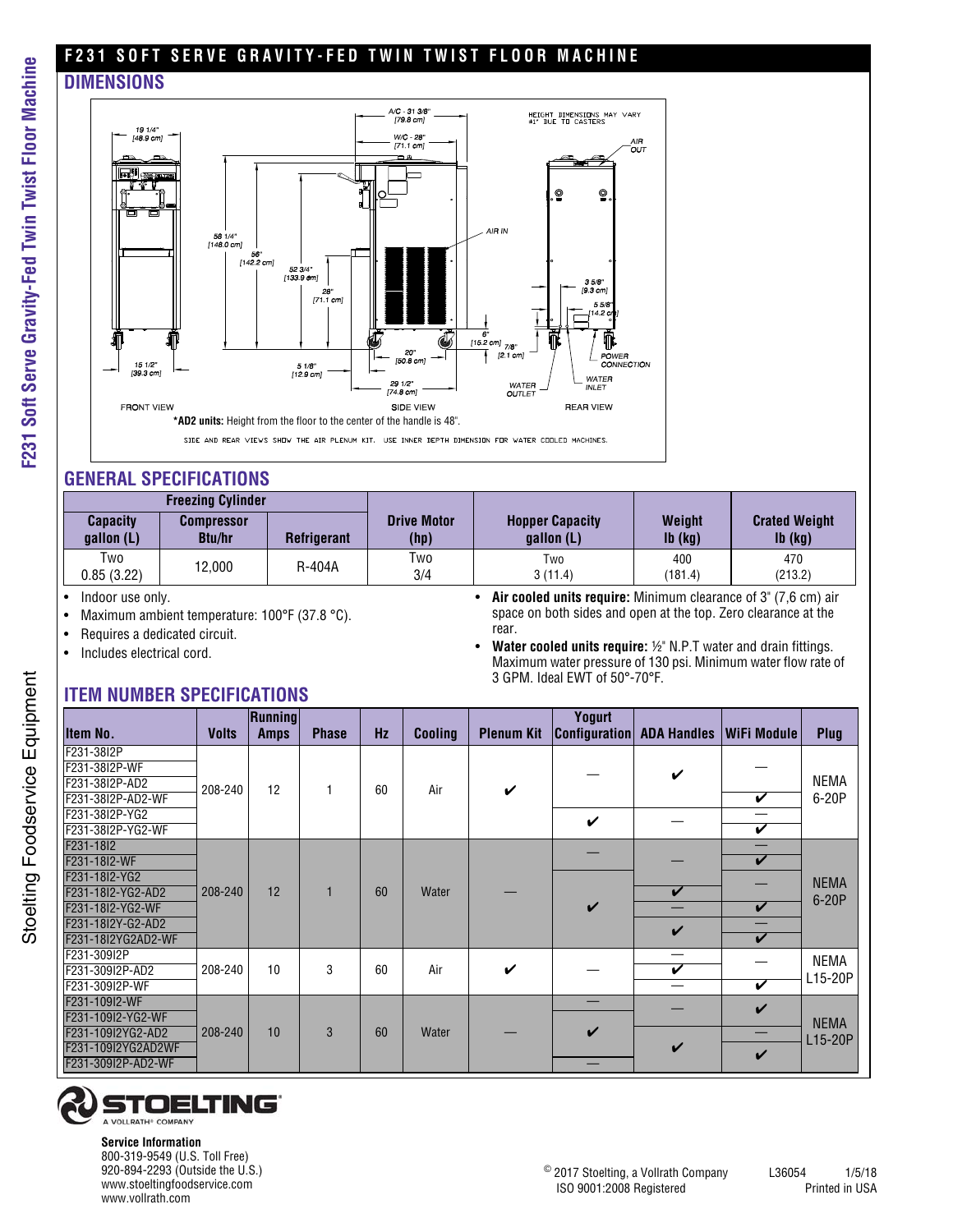# F231 SOFT SERVE GRAVITY-FED TWIN TWIST FLOOR MACHINE

## DIMENSIONS

FRONT VIEW

SIDE VIEW

REAR VIEW

19 1/4" [48.9 cm]

15 1/2" [39.3 cm]

A/C - 31 3/8" [79.8 cm]

W/C - 28" [71.1 cm]

58 1/4" [148.0 cm]

56" [142.2 cm]

52 3/4" [133.9 cm]

28" [71.1 cm]

5 1/8" [12.9 cm]

20" [50.8 cm]

29 1/2" [74.8 cm]

6" [15.2 cm]

7/8" [2.1 cm]

3 5/8" [9.3 cm]

5 5/8" [14.2 cm]

HEIGHT DIMENSIONS MAY VARY ±1" DUE TO CASTERS

AIR OUT

AIR IN

POWER CONNECTION

WATER INLET

WATER OUTLET

***AD2 units:** Height from the floor to the center of the handle is 48".

SIDE AND REAR VIEWS SHOW THE AIR PLENUM KIT. USE INNER DEPTH DIMENSION FOR WATER COOLED MACHINES.

## GENERAL SPECIFICATIONS

| Freezing Cylinder | | | | | | |
|---|---|---|---|---|---|---|
| Capacity gallon (L) | Compressor Btu/hr | Refrigerant | Drive Motor (hp) | Hopper Capacity gallon (L) | Weight lb (kg) | Crated Weight lb (kg) |
| Two 0.85 (3.22) | 12,000 | R-404A | Two 3/4 | Two 3 (11.4) | 400 (181.4) | 470 (213.2) |

- Indoor use only.
- Maximum ambient temperature: 100°F (37.8 °C).
- Requires a dedicated circuit.
- Includes electrical cord.
- **Air cooled units require:** Minimum clearance of 3" (7,6 cm) air space on both sides and open at the top. Zero clearance at the rear.
- **Water cooled units require:** ½" N.P.T water and drain fittings. Maximum water pressure of 130 psi. Minimum water flow rate of 3 GPM. Ideal EWT of 50°-70°F.

## ITEM NUMBER SPECIFICATIONS

| Item No. | Volts | Running Amps | Phase | Hz | Cooling | Plenum Kit | Yogurt Configuration | ADA Handles | WiFi Module | Plug |
|---|---|---|---|---|---|---|---|---|---|---|
| F231-38I2P | 208-240 | 12 | 1 | 60 | Air | ✔ | — | ✔ | — | NEMA 6-20P |
| F231-38I2P-WF | 208-240 | 12 | 1 | 60 | Air | ✔ | — | ✔ | — | NEMA 6-20P |
| F231-38I2P-AD2 | 208-240 | 12 | 1 | 60 | Air | ✔ | — | ✔ | — | NEMA 6-20P |
| F231-38I2P-AD2-WF | 208-240 | 12 | 1 | 60 | Air | ✔ | — | ✔ | ✔ | NEMA 6-20P |
| F231-38I2P-YG2 | 208-240 | 12 | 1 | 60 | Air | ✔ | ✔ | — | — | NEMA 6-20P |
| F231-38I2P-YG2-WF | 208-240 | 12 | 1 | 60 | Air | ✔ | ✔ | — | ✔ | NEMA 6-20P |
| F231-18I2 | 208-240 | 12 | 1 | 60 | Water | — | — | — | — | NEMA 6-20P |
| F231-18I2-WF | 208-240 | 12 | 1 | 60 | Water | — | — | — | ✔ | NEMA 6-20P |
| F231-18I2-YG2 | 208-240 | 12 | 1 | 60 | Water | — | ✔ | — | — | NEMA 6-20P |
| F231-18I2-YG2-AD2 | 208-240 | 12 | 1 | 60 | Water | — | ✔ | ✔ | — | NEMA 6-20P |
| F231-18I2-YG2-WF | 208-240 | 12 | 1 | 60 | Water | — | ✔ | — | ✔ | NEMA 6-20P |
| F231-18I2Y-G2-AD2 | 208-240 | 12 | 1 | 60 | Water | — | ✔ | ✔ | — | NEMA 6-20P |
| F231-18I2YG2AD2-WF | 208-240 | 12 | 1 | 60 | Water | — | ✔ | ✔ | ✔ | NEMA 6-20P |
| F231-309I2P | 208-240 | 10 | 3 | 60 | Air | ✔ | — | — | — | NEMA L15-20P |
| F231-309I2P-AD2 | 208-240 | 10 | 3 | 60 | Air | ✔ | — | ✔ | — | NEMA L15-20P |
| F231-309I2P-WF | 208-240 | 10 | 3 | 60 | Air | ✔ | — | — | ✔ | NEMA L15-20P |
| F231-109I2-WF | 208-240 | 10 | 3 | 60 | Water | — | — | — | ✔ | NEMA L15-20P |
| F231-109I2-YG2-WF | 208-240 | 10 | 3 | 60 | Water | — | ✔ | — | ✔ | NEMA L15-20P |
| F231-109I2YG2-AD2 | 208-240 | 10 | 3 | 60 | Water | — | ✔ | ✔ | — | NEMA L15-20P |
| F231-109I2YG2AD2WF | 208-240 | 10 | 3 | 60 | Water | — | ✔ | ✔ | ✔ | NEMA L15-20P |
| F231-309I2P-AD2-WF | 208-240 | 10 | 3 | 60 | Water | — | — | ✔ | ✔ | NEMA L15-20P |

STOELTING
A VOLLRATH® COMPANY

**Service Information**
800-319-9549 (U.S. Toll Free)
920-894-2293 (Outside the U.S.)
www.stoeltingfoodservice.com
www.vollrath.com

© 2017 Stoelting, a Vollrath Company
ISO 9001:2008 Registered

L36054 1/5/18
Printed in USA